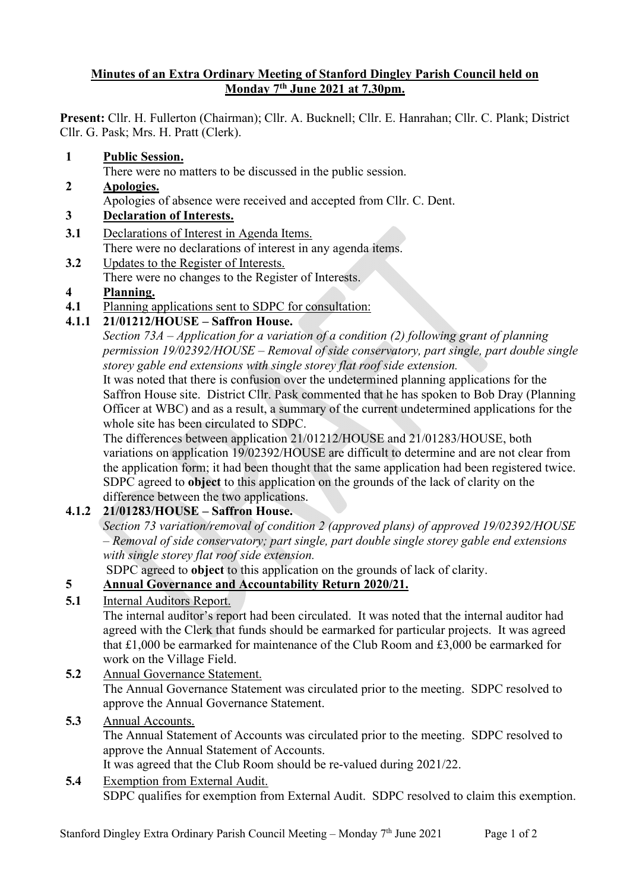**Minutes of an Extra Ordinary Meeting of Stanford Dingley Parish Council held on Monday 7th June 2021 at 7.30pm.**

**Present:** Cllr. H. Fullerton (Chairman); Cllr. A. Bucknell; Cllr. E. Hanrahan; Cllr. C. Plank; District Cllr. G. Pask; Mrs. H. Pratt (Clerk).

**1 Public Session.**

There were no matters to be discussed in the public session.

**2 Apologies.**

Apologies of absence were received and accepted from Cllr. C. Dent.

**3 Declaration of Interests.**

**3.1** Declarations of Interest in Agenda Items.

There were no declarations of interest in any agenda items.

**3.2** Updates to the Register of Interests.

There were no changes to the Register of Interests.

**4 Planning.**

**4.1** Planning applications sent to SDPC for consultation:

**4.1.1 21/01212/HOUSE – Saffron House.**

*Section 73A – Application for a variation of a condition (2) following grant of planning permission 19/02392/HOUSE – Removal of side conservatory, part single, part double single storey gable end extensions with single storey flat roof side extension.*

It was noted that there is confusion over the undetermined planning applications for the Saffron House site. District Cllr. Pask commented that he has spoken to Bob Dray (Planning Officer at WBC) and as a result, a summary of the current undetermined applications for the whole site has been circulated to SDPC.

The differences between application 21/01212/HOUSE and 21/01283/HOUSE, both variations on application 19/02392/HOUSE are difficult to determine and are not clear from the application form; it had been thought that the same application had been registered twice. SDPC agreed to **object** to this application on the grounds of the lack of clarity on the difference between the two applications.

**4.1.2 21/01283/HOUSE – Saffron House.**

*Section 73 variation/removal of condition 2 (approved plans) of approved 19/02392/HOUSE – Removal of side conservatory; part single, part double single storey gable end extensions with single storey flat roof side extension.*

SDPC agreed to **object** to this application on the grounds of lack of clarity.

**5 Annual Governance and Accountability Return 2020/21.**

**5.1** Internal Auditors Report.

The internal auditor's report had been circulated. It was noted that the internal auditor had agreed with the Clerk that funds should be earmarked for particular projects. It was agreed that £1,000 be earmarked for maintenance of the Club Room and £3,000 be earmarked for work on the Village Field.

**5.2** Annual Governance Statement.

The Annual Governance Statement was circulated prior to the meeting. SDPC resolved to approve the Annual Governance Statement.

**5.3** Annual Accounts.

The Annual Statement of Accounts was circulated prior to the meeting. SDPC resolved to approve the Annual Statement of Accounts.

It was agreed that the Club Room should be re-valued during 2021/22.

**5.4** Exemption from External Audit.

SDPC qualifies for exemption from External Audit. SDPC resolved to claim this exemption.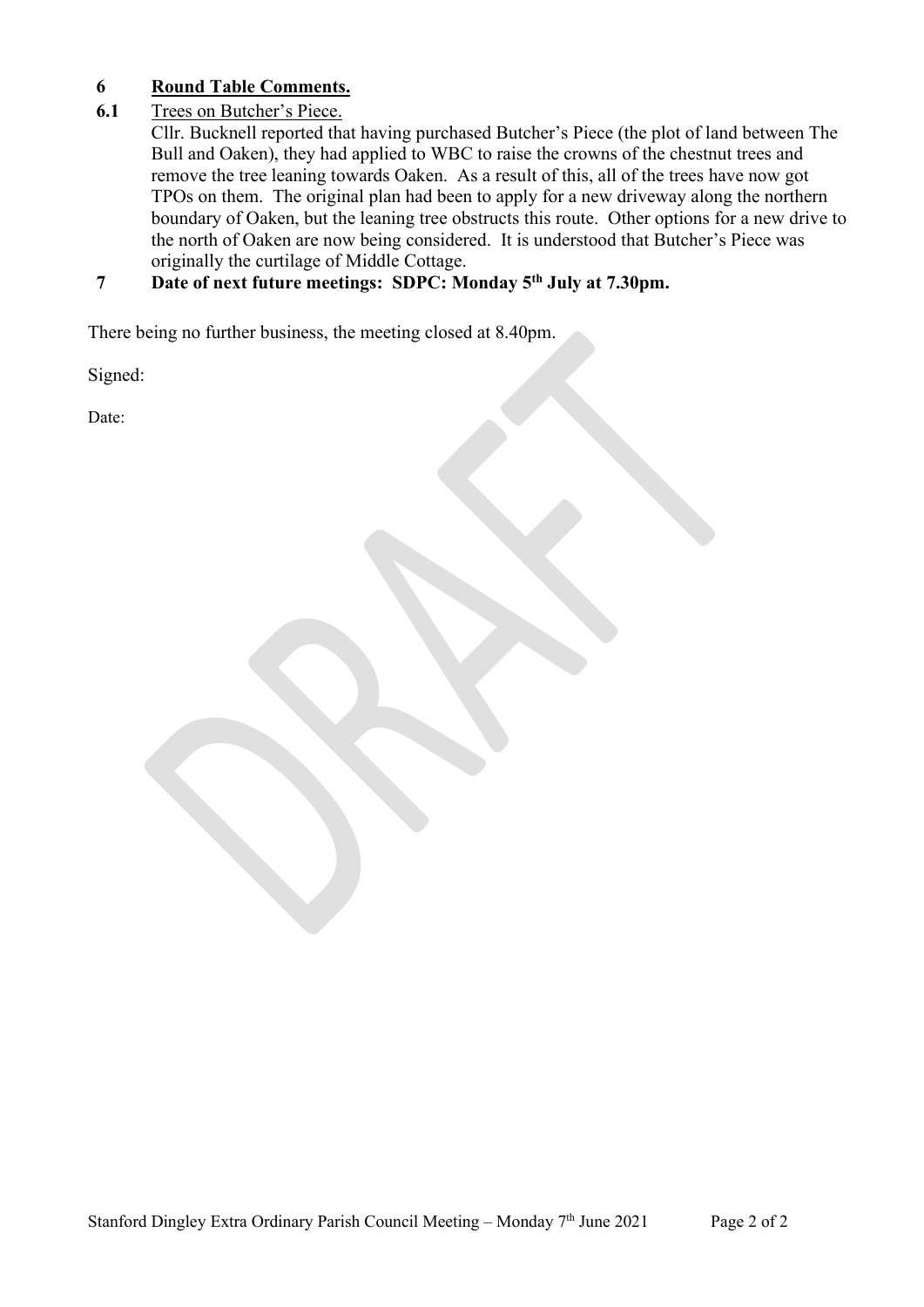**6 Round Table Comments.**

**6.1** Trees on Butcher's Piece.

Cllr. Bucknell reported that having purchased Butcher's Piece (the plot of land between The Bull and Oaken), they had applied to WBC to raise the crowns of the chestnut trees and remove the tree leaning towards Oaken. As a result of this, all of the trees have now got TPOs on them. The original plan had been to apply for a new driveway along the northern boundary of Oaken, but the leaning tree obstructs this route. Other options for a new drive to the north of Oaken are now being considered. It is understood that Butcher's Piece was originally the curtilage of Middle Cottage.

**7 Date of next future meetings: SDPC: Monday 5th July at 7.30pm.**

There being no further business, the meeting closed at 8.40pm.

Signed:

Date: